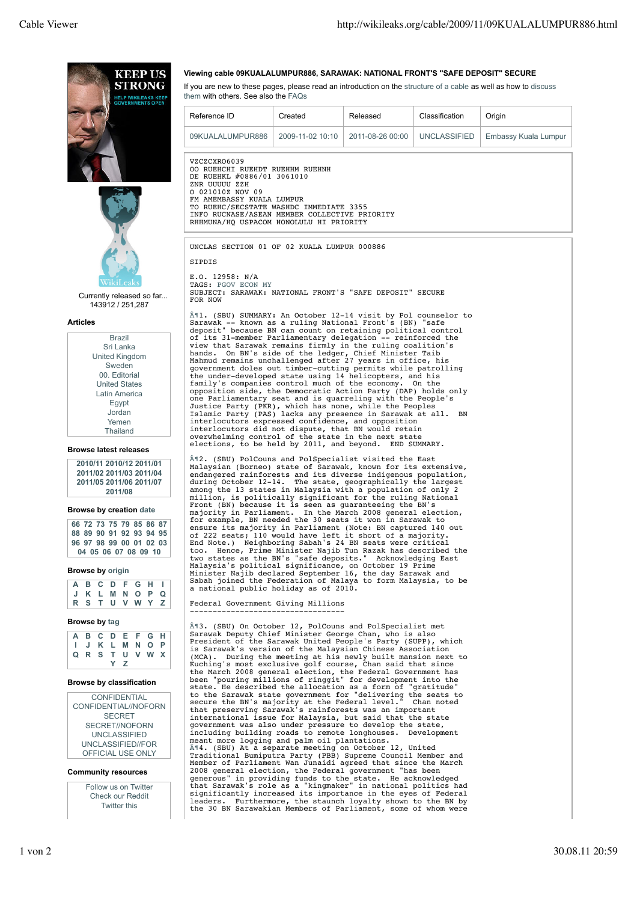### Viewing cable 09KUALALUMPUR886, SARAWAK: NATIONAL FRONT'S "SAFE DEPOSIT" SECURE

If you are new to these pages, please read an introduction on the structure of a cable as well as how to discuss them with others. See also the FAQs

| Reference ID | Created | Released | Classification | Origin |
|---|---|---|---|---|
| 09KUALALUMPUR886 | 2009-11-02 10:10 | 2011-08-26 00:00 | UNCLASSIFIED | Embassy Kuala Lumpur |

```
VZCZCXRO6039
OO RUEHCHI RUEHDT RUEHHM RUEHNH
DE RUEHKL #0886/01 3061010
ZNR UUUUU ZZH
O 021010Z NOV 09
FM AMEMBASSY KUALA LUMPUR
TO RUEHC/SECSTATE WASHDC IMMEDIATE 3355
INFO RUCNASE/ASEAN MEMBER COLLECTIVE PRIORITY
RHHMUNA/HQ USPACOM HONOLULU HI PRIORITY
```

UNCLAS SECTION 01 OF 02 KUALA LUMPUR 000886

SIPDIS

E.O. 12958: N/A
TAGS: PGOV ECON MY
SUBJECT: SARAWAK: NATIONAL FRONT'S "SAFE DEPOSIT" SECURE
FOR NOW

Â¶1. (SBU) SUMMARY: An October 12-14 visit by Pol counselor to Sarawak -- known as a ruling National Front's (BN) "safe deposit" because BN can count on retaining political control of its 31-member Parliamentary delegation -- reinforced the view that Sarawak remains firmly in the ruling coalition's hands. On BN's side of the ledger, Chief Minister Taib Mahmud remains unchallenged after 27 years in office, his government doles out timber-cutting permits while patrolling the under-developed state using 14 helicopters, and his family's companies control much of the economy. On the opposition side, the Democratic Action Party (DAP) holds only one Parliamentary seat and is quarreling with the People's Justice Party (PKR), which has none, while the Peoples Islamic Party (PAS) lacks any presence in Sarawak at all. BN interlocutors expressed confidence, and opposition interlocutors did not dispute, that BN would retain overwhelming control of the state in the next state elections, to be held by 2011, and beyond. END SUMMARY.

Â¶2. (SBU) PolCouns and PolSpecialist visited the East Malaysian (Borneo) state of Sarawak, known for its extensive, endangered rainforests and its diverse indigenous population, during October 12-14. The state, geographically the largest among the 13 states in Malaysia with a population of only 2 million, is politically significant for the ruling National Front (BN) because it is seen as guaranteeing the BN's majority in Parliament. In the March 2008 general election, for example, BN needed the 30 seats it won in Sarawak to ensure its majority in Parliament (Note: BN captured 140 out of 222 seats; 110 would have left it short of a majority. End Note.) Neighboring Sabah's 24 BN seats were critical too. Hence, Prime Minister Najib Tun Razak has described the two states as the BN's "safe deposits." Acknowledging East Malaysia's political significance, on October 19 Prime Minister Najib declared September 16, the day Sarawak and Sabah joined the Federation of Malaya to form Malaysia, to be a national public holiday as of 2010.

Federal Government Giving Millions
----------------------------------

Â¶3. (SBU) On October 12, PolCouns and PolSpecialist met Sarawak Deputy Chief Minister George Chan, who is also President of the Sarawak United People's Party (SUPP), which is Sarawak's version of the Malaysian Chinese Association (MCA). During the meeting at his newly built mansion next to Kuching's most exclusive golf course, Chan said that since the March 2008 general election, the Federal Government has been "pouring millions of ringgit" for development into the state. He described the allocation as a form of "gratitude" to the Sarawak state government for "delivering the seats to secure the BN's majority at the Federal level." Chan noted that preserving Sarawak's rainforests was an important international issue for Malaysia, but said that the state government was also under pressure to develop the state, including building roads to remote longhouses. Development meant more logging and palm oil plantations.

Â¶4. (SBU) At a separate meeting on October 12, United Traditional Bumiputra Party (PBB) Supreme Council Member and Member of Parliament Wan Junaidi agreed that since the March 2008 general election, the Federal government "has been generous" in providing funds to the state. He acknowledged that Sarawak's role as a "kingmaker" in national politics had significantly increased its importance in the eyes of Federal leaders. Furthermore, the staunch loyalty shown to the BN by the 30 BN Sarawakian Members of Parliament, some of whom were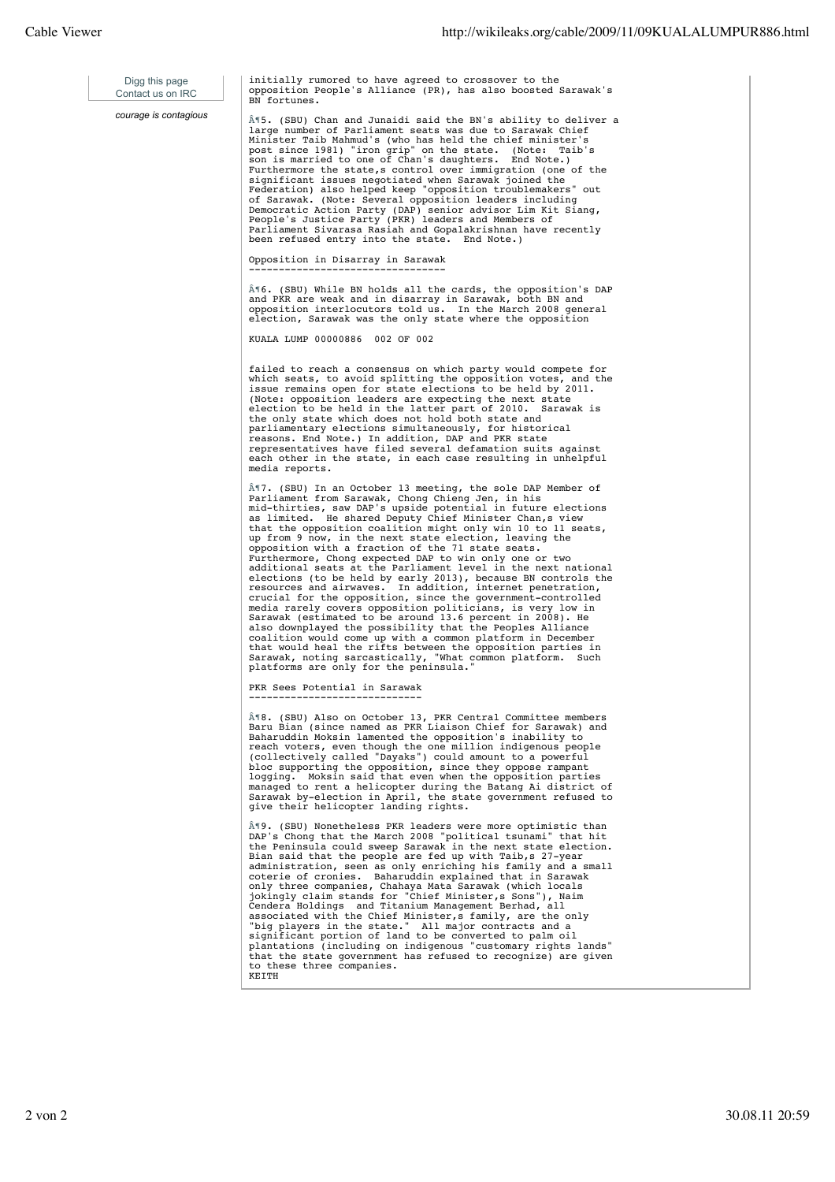initially rumored to have agreed to crossover to the opposition People's Alliance (PR), has also boosted Sarawak's BN fortunes.

Â¶5. (SBU) Chan and Junaidi said the BN's ability to deliver a large number of Parliament seats was due to Sarawak Chief Minister Taib Mahmud's (who has held the chief minister's post since 1981) "iron grip" on the state. (Note: Taib's son is married to one of Chan's daughters. End Note.) Furthermore the state,s control over immigration (one of the significant issues negotiated when Sarawak joined the Federation) also helped keep "opposition troublemakers" out of Sarawak. (Note: Several opposition leaders including Democratic Action Party (DAP) senior advisor Lim Kit Siang, People's Justice Party (PKR) leaders and Members of Parliament Sivarasa Rasiah and Gopalakrishnan have recently been refused entry into the state. End Note.)

## Opposition in Disarray in Sarawak

Â¶6. (SBU) While BN holds all the cards, the opposition's DAP and PKR are weak and in disarray in Sarawak, both BN and opposition interlocutors told us. In the March 2008 general election, Sarawak was the only state where the opposition

KUALA LUMP 00000886 002 OF 002

failed to reach a consensus on which party would compete for which seats, to avoid splitting the opposition votes, and the issue remains open for state elections to be held by 2011. (Note: opposition leaders are expecting the next state election to be held in the latter part of 2010. Sarawak is the only state which does not hold both state and parliamentary elections simultaneously, for historical reasons. End Note.) In addition, DAP and PKR state representatives have filed several defamation suits against each other in the state, in each case resulting in unhelpful media reports.

Â¶7. (SBU) In an October 13 meeting, the sole DAP Member of Parliament from Sarawak, Chong Chieng Jen, in his mid-thirties, saw DAP's upside potential in future elections as limited. He shared Deputy Chief Minister Chan,s view that the opposition coalition might only win 10 to 11 seats, up from 9 now, in the next state election, leaving the opposition with a fraction of the 71 state seats. Furthermore, Chong expected DAP to win only one or two additional seats at the Parliament level in the next national elections (to be held by early 2013), because BN controls the resources and airwaves. In addition, internet penetration, crucial for the opposition, since the government-controlled media rarely covers opposition politicians, is very low in Sarawak (estimated to be around 13.6 percent in 2008). He also downplayed the possibility that the Peoples Alliance coalition would come up with a common platform in December that would heal the rifts between the opposition parties in Sarawak, noting sarcastically, "What common platform. Such platforms are only for the peninsula."

## PKR Sees Potential in Sarawak

Â¶8. (SBU) Also on October 13, PKR Central Committee members Baru Bian (since named as PKR Liaison Chief for Sarawak) and Baharuddin Moksin lamented the opposition's inability to reach voters, even though the one million indigenous people (collectively called "Dayaks") could amount to a powerful bloc supporting the opposition, since they oppose rampant logging. Moksin said that even when the opposition parties managed to rent a helicopter during the Batang Ai district of Sarawak by-election in April, the state government refused to give their helicopter landing rights.

Â¶9. (SBU) Nonetheless PKR leaders were more optimistic than DAP's Chong that the March 2008 "political tsunami" that hit the Peninsula could sweep Sarawak in the next state election. Bian said that the people are fed up with Taib,s 27-year administration, seen as only enriching his family and a small coterie of cronies. Baharuddin explained that in Sarawak only three companies, Chahaya Mata Sarawak (which locals jokingly claim stands for "Chief Minister,s Sons"), Naim Cendera Holdings and Titanium Management Berhad, all associated with the Chief Minister,s family, are the only "big players in the state." All major contracts and a significant portion of land to be converted to palm oil plantations (including on indigenous "customary rights lands" that the state government has refused to recognize) are given to these three companies.
KEITH